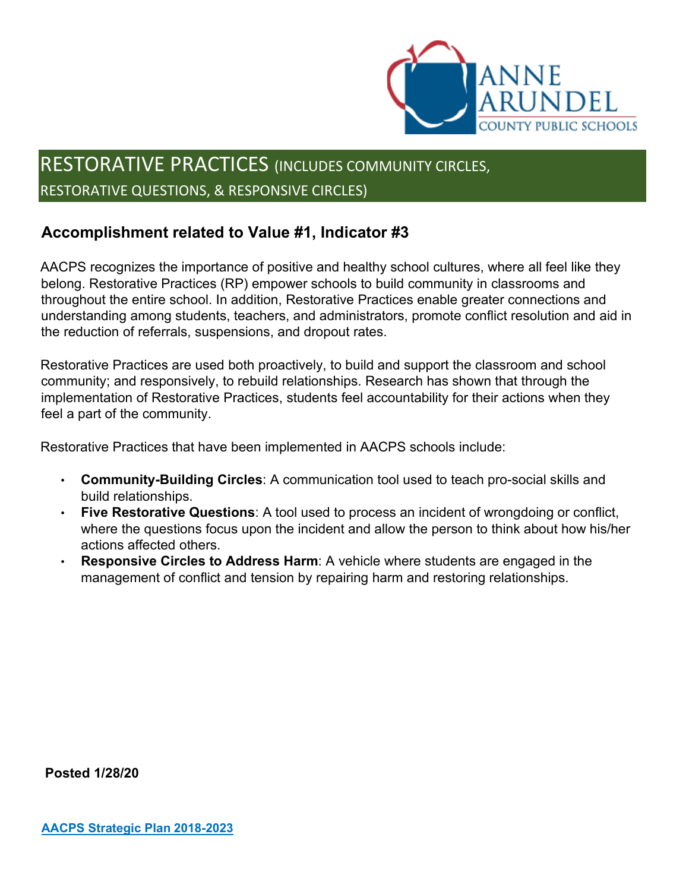# RESTORATIVE PRACTICES (INCLUDES COMMUNITY CIRCLES, RESTORATIVE QUESTIONS, & RESPONSIVE CIRCLES)

## Accomplishment related to Value #1, Indicator #3

AACPS recognizes the importance of positive and healthy school cultures, where all feel like they belong. Restorative Practices (RP) empower schools to build community in classrooms and throughout the entire school. In addition, Restorative Practices enable greater connections and understanding among students, teachers, and administrators, promote conflict resolution and aid in the reduction of referrals, suspensions, and dropout rates.

Restorative Practices are used both proactively, to build and support the classroom and school community; and responsively, to rebuild relationships. Research has shown that through the implementation of Restorative Practices, students feel accountability for their actions when they feel a part of the community.

Restorative Practices that have been implemented in AACPS schools include:

- **Community-Building Circles**: A communication tool used to teach pro-social skills and build relationships.
- **Five Restorative Questions**: A tool used to process an incident of wrongdoing or conflict, where the questions focus upon the incident and allow the person to think about how his/her actions affected others.
- **Responsive Circles to Address Harm**: A vehicle where students are engaged in the management of conflict and tension by repairing harm and restoring relationships.

**Posted 1/28/20**

**AACPS Strategic Plan 2018-2023**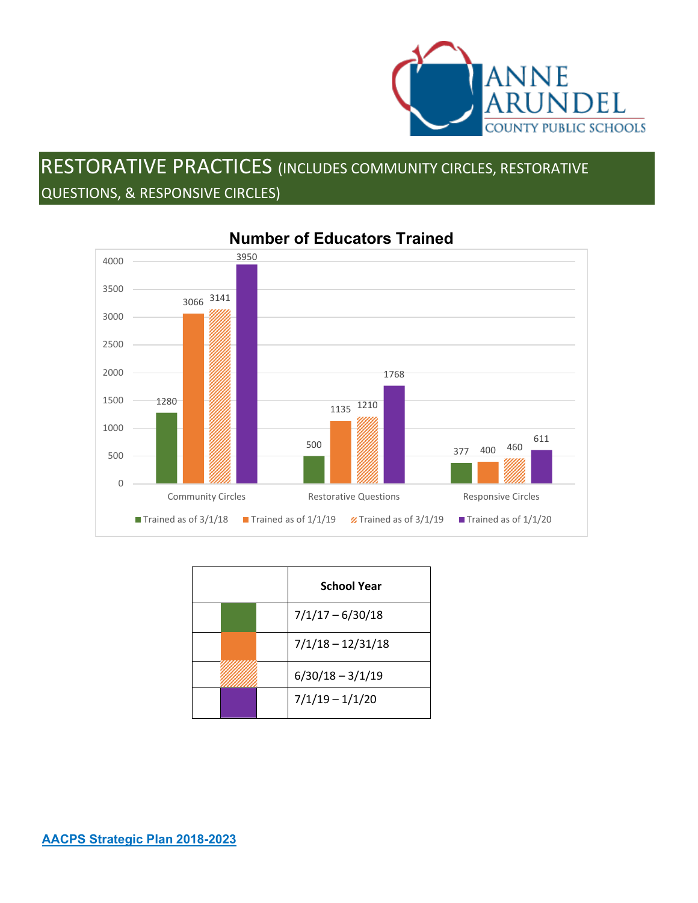# RESTORATIVE PRACTICES (INCLUDES COMMUNITY CIRCLES, RESTORATIVE QUESTIONS, & RESPONSIVE CIRCLES)

**Number of Educators Trained**

| | Trained as of 3/1/18 | Trained as of 1/1/19 | Trained as of 3/1/19 | Trained as of 1/1/20 |
|---|---|---|---|---|
| Community Circles | 1280 | 3066 | 3141 | 3950 |
| Restorative Questions | 500 | 1135 | 1210 | 1768 |
| Responsive Circles | 377 | 400 | 460 | 611 |

| | School Year |
|---|---|
| Green | 7/1/17 – 6/30/18 |
| Orange | 7/1/18 – 12/31/18 |
| Orange (hatched) | 6/30/18 – 3/1/19 |
| Purple | 7/1/19 – 1/1/20 |

**AACPS Strategic Plan 2018-2023**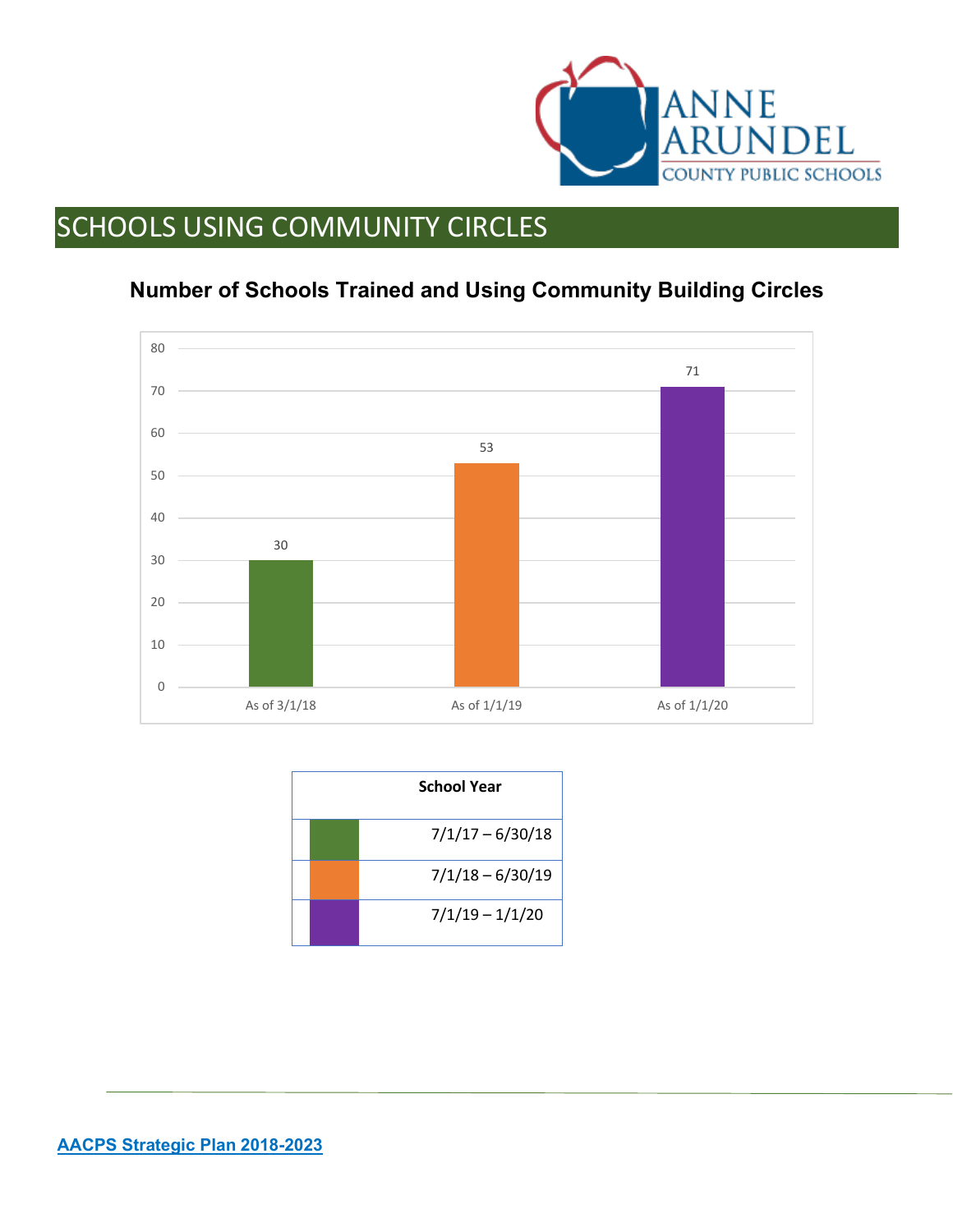# SCHOOLS USING COMMUNITY CIRCLES

### Number of Schools Trained and Using Community Building Circles

| | Number of Schools |
|---|---|
| As of 3/1/18 | 30 |
| As of 1/1/19 | 53 |
| As of 1/1/20 | 71 |

| | School Year |
|---|---|
| Green | 7/1/17 – 6/30/18 |
| Orange | 7/1/18 – 6/30/19 |
| Purple | 7/1/19 – 1/1/20 |

**AACPS Strategic Plan 2018-2023**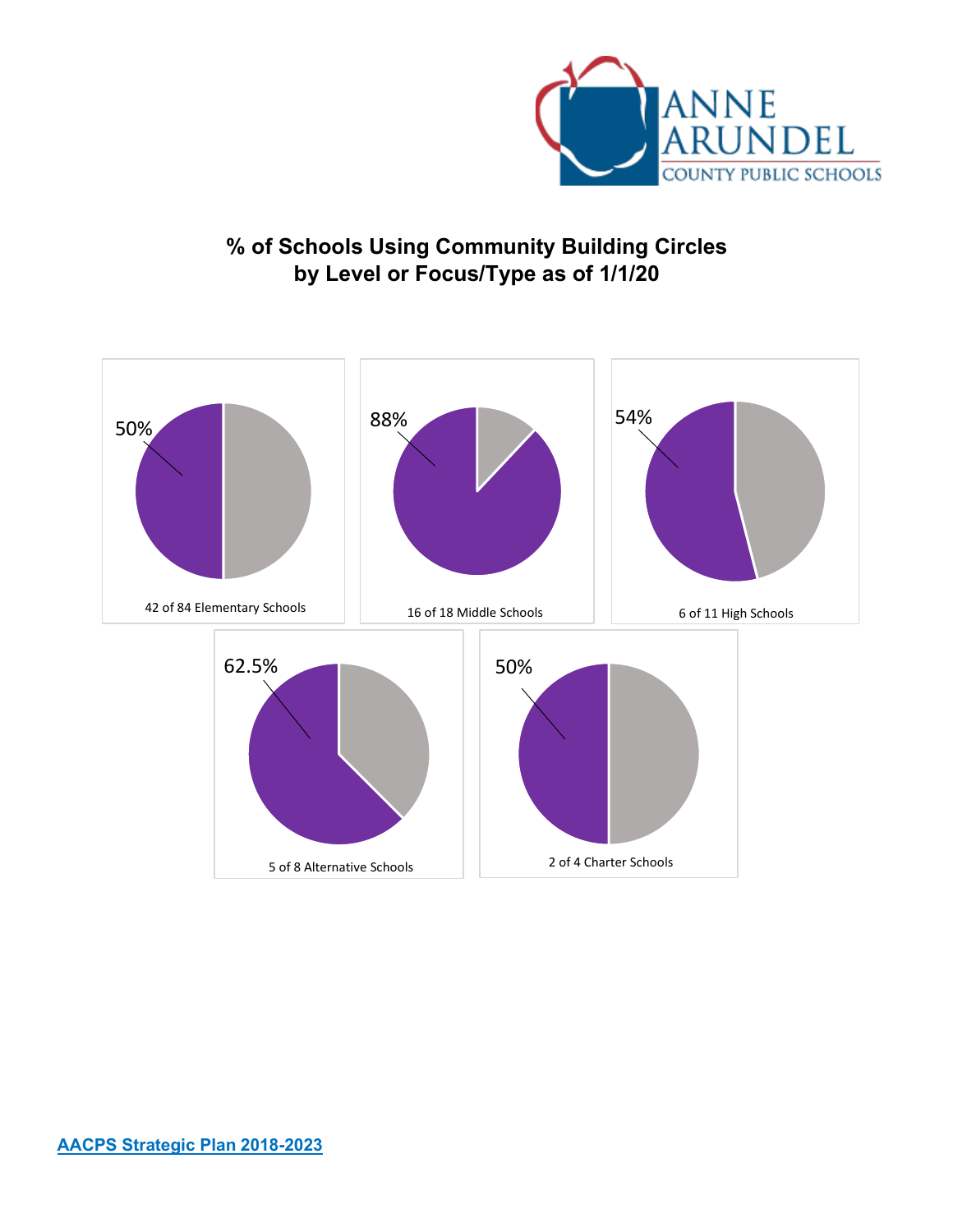# % of Schools Using Community Building Circles by Level or Focus/Type as of 1/1/20

50%

42 of 84 Elementary Schools

88%

16 of 18 Middle Schools

54%

6 of 11 High Schools

62.5%

5 of 8 Alternative Schools

50%

2 of 4 Charter Schools

**AACPS Strategic Plan 2018-2023**